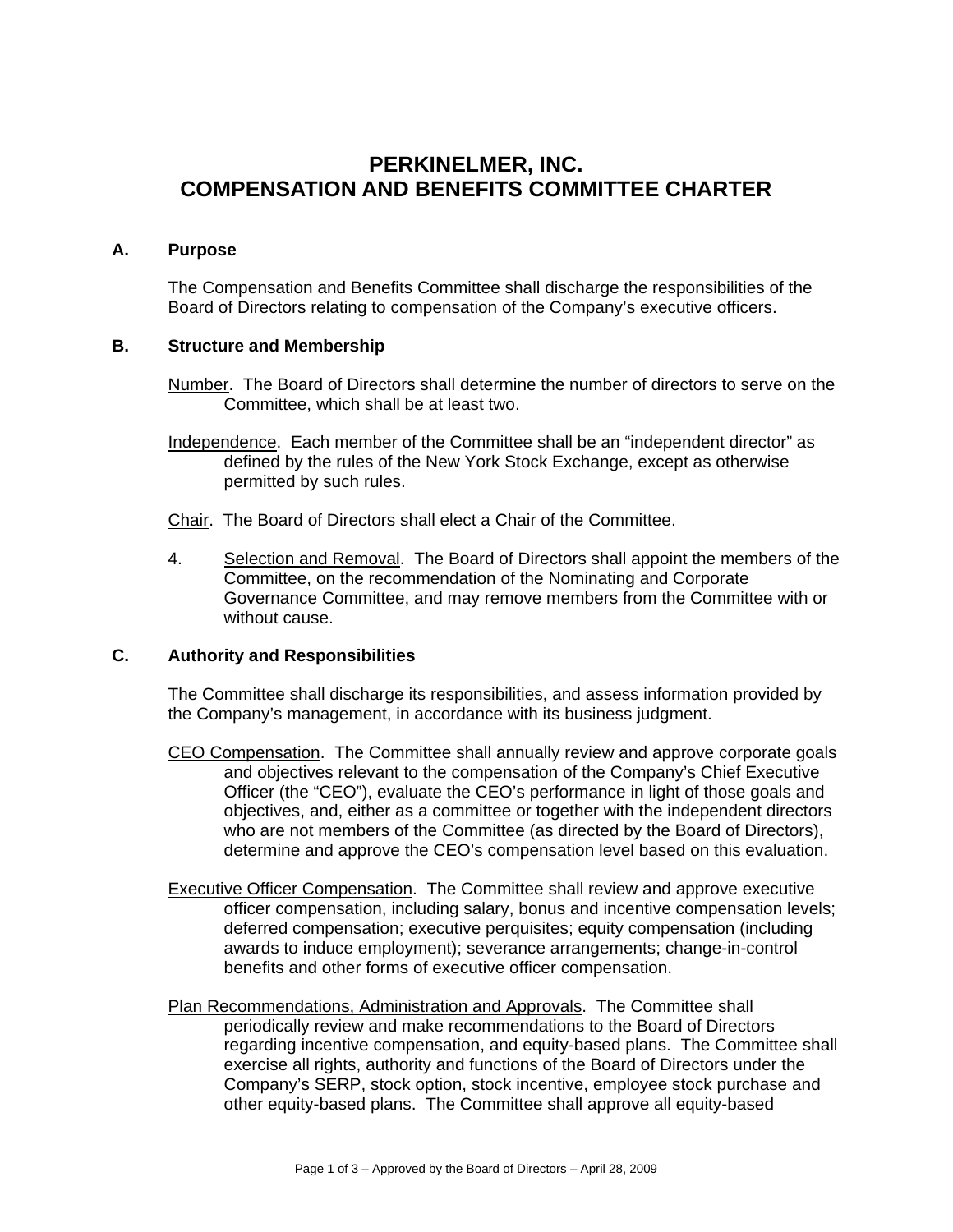# PERKINELMER, INC.
# COMPENSATION AND BENEFITS COMMITTEE CHARTER

## A. Purpose

The Compensation and Benefits Committee shall discharge the responsibilities of the Board of Directors relating to compensation of the Company's executive officers.

## B. Structure and Membership

Number. The Board of Directors shall determine the number of directors to serve on the Committee, which shall be at least two.

Independence. Each member of the Committee shall be an "independent director" as defined by the rules of the New York Stock Exchange, except as otherwise permitted by such rules.

Chair. The Board of Directors shall elect a Chair of the Committee.

4. Selection and Removal. The Board of Directors shall appoint the members of the Committee, on the recommendation of the Nominating and Corporate Governance Committee, and may remove members from the Committee with or without cause.

## C. Authority and Responsibilities

The Committee shall discharge its responsibilities, and assess information provided by the Company's management, in accordance with its business judgment.

CEO Compensation. The Committee shall annually review and approve corporate goals and objectives relevant to the compensation of the Company's Chief Executive Officer (the "CEO"), evaluate the CEO's performance in light of those goals and objectives, and, either as a committee or together with the independent directors who are not members of the Committee (as directed by the Board of Directors), determine and approve the CEO's compensation level based on this evaluation.

Executive Officer Compensation. The Committee shall review and approve executive officer compensation, including salary, bonus and incentive compensation levels; deferred compensation; executive perquisites; equity compensation (including awards to induce employment); severance arrangements; change-in-control benefits and other forms of executive officer compensation.

Plan Recommendations, Administration and Approvals. The Committee shall periodically review and make recommendations to the Board of Directors regarding incentive compensation, and equity-based plans. The Committee shall exercise all rights, authority and functions of the Board of Directors under the Company's SERP, stock option, stock incentive, employee stock purchase and other equity-based plans. The Committee shall approve all equity-based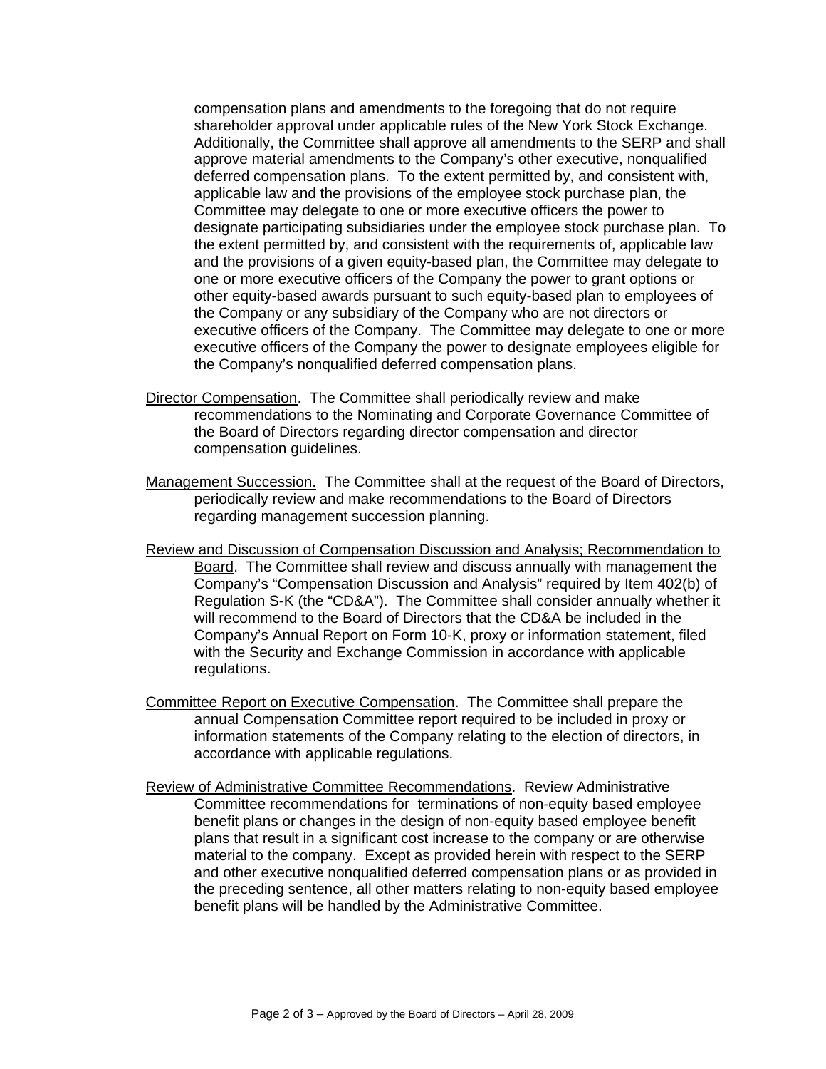compensation plans and amendments to the foregoing that do not require shareholder approval under applicable rules of the New York Stock Exchange. Additionally, the Committee shall approve all amendments to the SERP and shall approve material amendments to the Company's other executive, nonqualified deferred compensation plans. To the extent permitted by, and consistent with, applicable law and the provisions of the employee stock purchase plan, the Committee may delegate to one or more executive officers the power to designate participating subsidiaries under the employee stock purchase plan. To the extent permitted by, and consistent with the requirements of, applicable law and the provisions of a given equity-based plan, the Committee may delegate to one or more executive officers of the Company the power to grant options or other equity-based awards pursuant to such equity-based plan to employees of the Company or any subsidiary of the Company who are not directors or executive officers of the Company. The Committee may delegate to one or more executive officers of the Company the power to designate employees eligible for the Company's nonqualified deferred compensation plans.

<u>Director Compensation</u>. The Committee shall periodically review and make recommendations to the Nominating and Corporate Governance Committee of the Board of Directors regarding director compensation and director compensation guidelines.

<u>Management Succession.</u> The Committee shall at the request of the Board of Directors, periodically review and make recommendations to the Board of Directors regarding management succession planning.

<u>Review and Discussion of Compensation Discussion and Analysis; Recommendation to Board</u>. The Committee shall review and discuss annually with management the Company's "Compensation Discussion and Analysis" required by Item 402(b) of Regulation S-K (the "CD&A"). The Committee shall consider annually whether it will recommend to the Board of Directors that the CD&A be included in the Company's Annual Report on Form 10-K, proxy or information statement, filed with the Security and Exchange Commission in accordance with applicable regulations.

<u>Committee Report on Executive Compensation</u>. The Committee shall prepare the annual Compensation Committee report required to be included in proxy or information statements of the Company relating to the election of directors, in accordance with applicable regulations.

<u>Review of Administrative Committee Recommendations</u>. Review Administrative Committee recommendations for terminations of non-equity based employee benefit plans or changes in the design of non-equity based employee benefit plans that result in a significant cost increase to the company or are otherwise material to the company. Except as provided herein with respect to the SERP and other executive nonqualified deferred compensation plans or as provided in the preceding sentence, all other matters relating to non-equity based employee benefit plans will be handled by the Administrative Committee.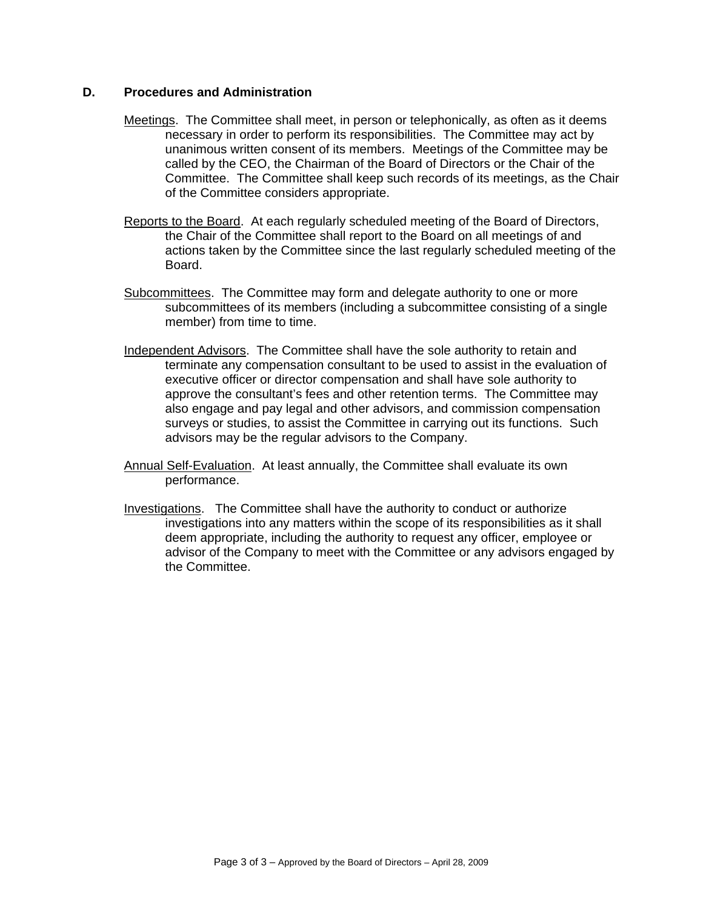### D. Procedures and Administration

<u>Meetings</u>. The Committee shall meet, in person or telephonically, as often as it deems necessary in order to perform its responsibilities. The Committee may act by unanimous written consent of its members. Meetings of the Committee may be called by the CEO, the Chairman of the Board of Directors or the Chair of the Committee. The Committee shall keep such records of its meetings, as the Chair of the Committee considers appropriate.

<u>Reports to the Board</u>. At each regularly scheduled meeting of the Board of Directors, the Chair of the Committee shall report to the Board on all meetings of and actions taken by the Committee since the last regularly scheduled meeting of the Board.

<u>Subcommittees</u>. The Committee may form and delegate authority to one or more subcommittees of its members (including a subcommittee consisting of a single member) from time to time.

<u>Independent Advisors</u>. The Committee shall have the sole authority to retain and terminate any compensation consultant to be used to assist in the evaluation of executive officer or director compensation and shall have sole authority to approve the consultant's fees and other retention terms. The Committee may also engage and pay legal and other advisors, and commission compensation surveys or studies, to assist the Committee in carrying out its functions. Such advisors may be the regular advisors to the Company.

<u>Annual Self-Evaluation</u>. At least annually, the Committee shall evaluate its own performance.

<u>Investigations</u>. The Committee shall have the authority to conduct or authorize investigations into any matters within the scope of its responsibilities as it shall deem appropriate, including the authority to request any officer, employee or advisor of the Company to meet with the Committee or any advisors engaged by the Committee.

Approved by the Board of Directors – April 28, 2009